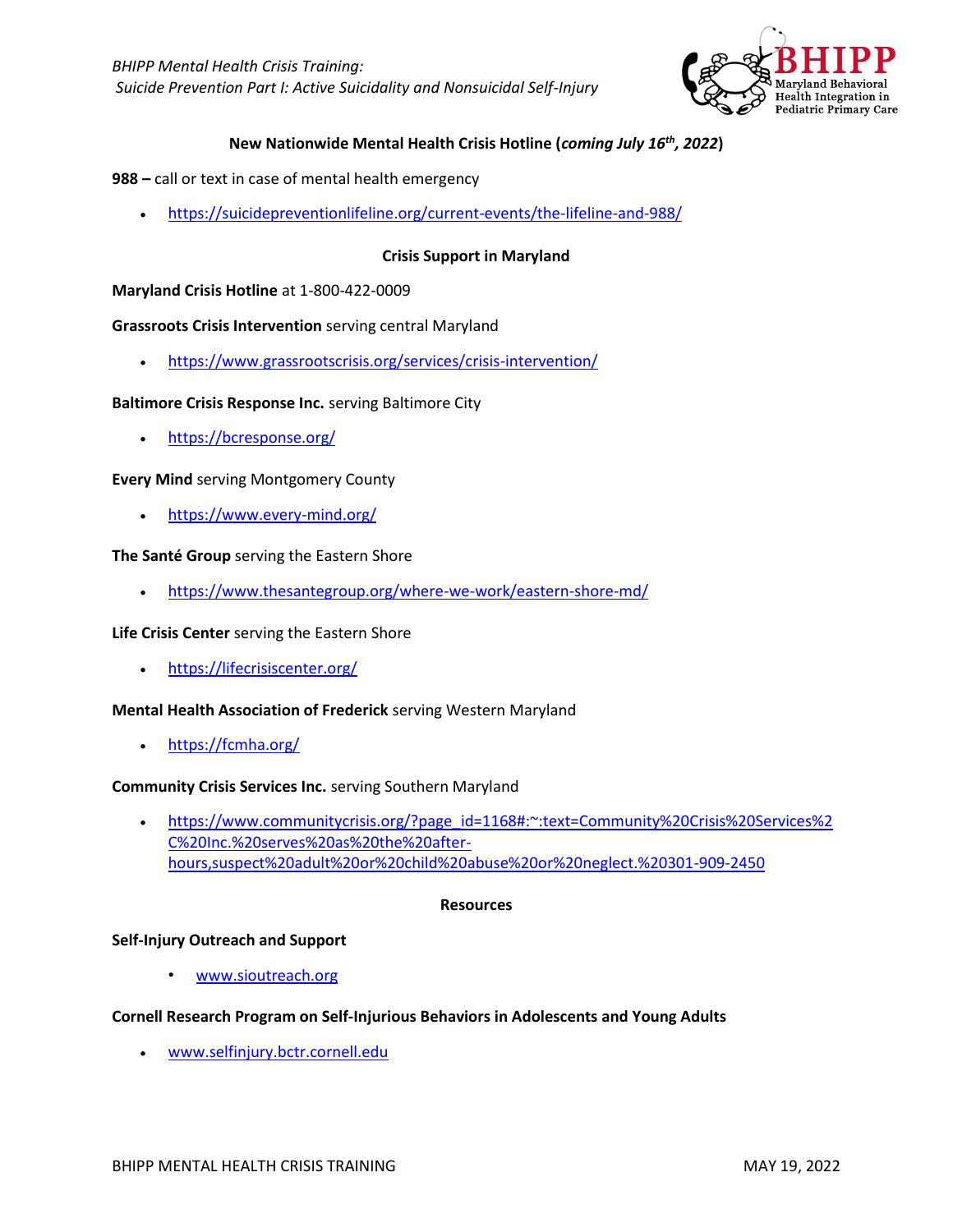*BHIPP Mental Health Crisis Training:*
*Suicide Prevention Part I: Active Suicidality and Nonsuicidal Self-Injury*

**BHIPP** Maryland Behavioral Health Integration in Pediatric Primary Care

## New Nationwide Mental Health Crisis Hotline (*coming July 16th, 2022*)

**988 –** call or text in case of mental health emergency

- https://suicidepreventionlifeline.org/current-events/the-lifeline-and-988/

## Crisis Support in Maryland

**Maryland Crisis Hotline** at 1-800-422-0009

**Grassroots Crisis Intervention** serving central Maryland

- https://www.grassrootscrisis.org/services/crisis-intervention/

**Baltimore Crisis Response Inc.** serving Baltimore City

- https://bcresponse.org/

**Every Mind** serving Montgomery County

- https://www.every-mind.org/

**The Santé Group** serving the Eastern Shore

- https://www.thesantegroup.org/where-we-work/eastern-shore-md/

**Life Crisis Center** serving the Eastern Shore

- https://lifecrisiscenter.org/

**Mental Health Association of Frederick** serving Western Maryland

- https://fcmha.org/

**Community Crisis Services Inc.** serving Southern Maryland

- https://www.communitycrisis.org/?page_id=1168#:~:text=Community%20Crisis%20Services%2C%20Inc.%20serves%20as%20the%20after-hours,suspect%20adult%20or%20child%20abuse%20or%20neglect.%20301-909-2450

## Resources

**Self-Injury Outreach and Support**

- www.sioutreach.org

**Cornell Research Program on Self-Injurious Behaviors in Adolescents and Young Adults**

- www.selfinjury.bctr.cornell.edu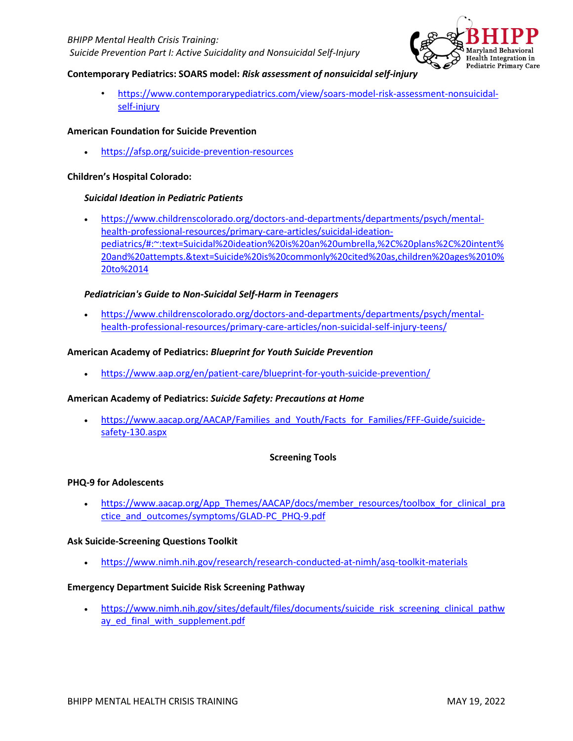**Contemporary Pediatrics: SOARS model: *Risk assessment of nonsuicidal self-injury***

- https://www.contemporarypediatrics.com/view/soars-model-risk-assessment-nonsuicidal-self-injury

**American Foundation for Suicide Prevention**

- https://afsp.org/suicide-prevention-resources

**Children's Hospital Colorado:**

***Suicidal Ideation in Pediatric Patients***

- https://www.childrenscolorado.org/doctors-and-departments/departments/psych/mental-health-professional-resources/primary-care-articles/suicidal-ideation-pediatrics/#:~:text=Suicidal%20ideation%20is%20an%20umbrella,%2C%20plans%2C%20intent%20and%20attempts.&text=Suicide%20is%20commonly%20cited%20as,children%20ages%2010%20to%2014

***Pediatrician's Guide to Non-Suicidal Self-Harm in Teenagers***

- https://www.childrenscolorado.org/doctors-and-departments/departments/psych/mental-health-professional-resources/primary-care-articles/non-suicidal-self-injury-teens/

**American Academy of Pediatrics: *Blueprint for Youth Suicide Prevention***

- https://www.aap.org/en/patient-care/blueprint-for-youth-suicide-prevention/

**American Academy of Pediatrics: *Suicide Safety: Precautions at Home***

- https://www.aacap.org/AACAP/Families_and_Youth/Facts_for_Families/FFF-Guide/suicide-safety-130.aspx

## Screening Tools

**PHQ-9 for Adolescents**

- https://www.aacap.org/App_Themes/AACAP/docs/member_resources/toolbox_for_clinical_practice_and_outcomes/symptoms/GLAD-PC_PHQ-9.pdf

**Ask Suicide-Screening Questions Toolkit**

- https://www.nimh.nih.gov/research/research-conducted-at-nimh/asq-toolkit-materials

**Emergency Department Suicide Risk Screening Pathway**

- https://www.nimh.nih.gov/sites/default/files/documents/suicide_risk_screening_clinical_pathway_ed_final_with_supplement.pdf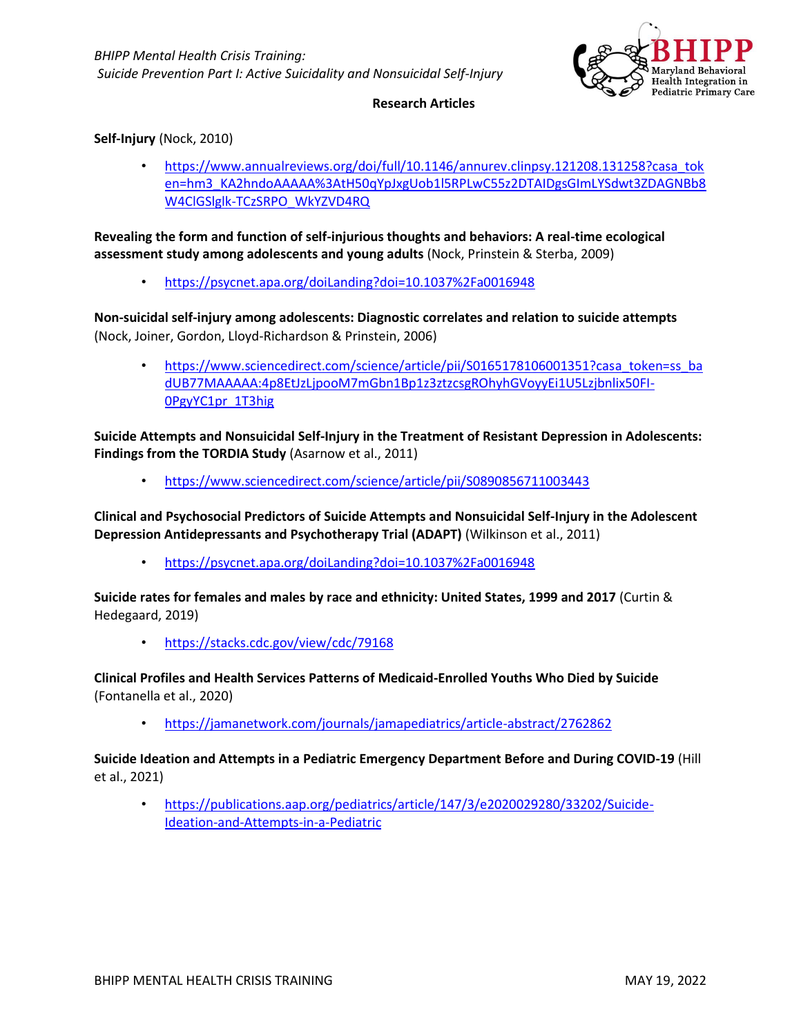### Research Articles

**Self-Injury** (Nock, 2010)

- https://www.annualreviews.org/doi/full/10.1146/annurev.clinpsy.121208.131258?casa_token=hm3_KA2hndoAAAAA%3AtH50qYpJxgUob1l5RPLwC55z2DTAIDgsGImLYSdwt3ZDAGNBb8W4ClGSlglk-TCzSRPO_WkYZVD4RQ

**Revealing the form and function of self-injurious thoughts and behaviors: A real-time ecological assessment study among adolescents and young adults** (Nock, Prinstein & Sterba, 2009)

- https://psycnet.apa.org/doiLanding?doi=10.1037%2Fa0016948

**Non-suicidal self-injury among adolescents: Diagnostic correlates and relation to suicide attempts** (Nock, Joiner, Gordon, Lloyd-Richardson & Prinstein, 2006)

- https://www.sciencedirect.com/science/article/pii/S0165178106001351?casa_token=ss_badUB77MAAAAA:4p8EtJzLjpooM7mGbn1Bp1z3ztzcsgROhyhGVoyyEi1U5Lzjbnlix50FI-0PgyYC1pr_1T3hig

**Suicide Attempts and Nonsuicidal Self-Injury in the Treatment of Resistant Depression in Adolescents: Findings from the TORDIA Study** (Asarnow et al., 2011)

- https://www.sciencedirect.com/science/article/pii/S0890856711003443

**Clinical and Psychosocial Predictors of Suicide Attempts and Nonsuicidal Self-Injury in the Adolescent Depression Antidepressants and Psychotherapy Trial (ADAPT)** (Wilkinson et al., 2011)

- https://psycnet.apa.org/doiLanding?doi=10.1037%2Fa0016948

**Suicide rates for females and males by race and ethnicity: United States, 1999 and 2017** (Curtin & Hedegaard, 2019)

- https://stacks.cdc.gov/view/cdc/79168

**Clinical Profiles and Health Services Patterns of Medicaid-Enrolled Youths Who Died by Suicide** (Fontanella et al., 2020)

- https://jamanetwork.com/journals/jamapediatrics/article-abstract/2762862

**Suicide Ideation and Attempts in a Pediatric Emergency Department Before and During COVID-19** (Hill et al., 2021)

- https://publications.aap.org/pediatrics/article/147/3/e2020029280/33202/Suicide-Ideation-and-Attempts-in-a-Pediatric